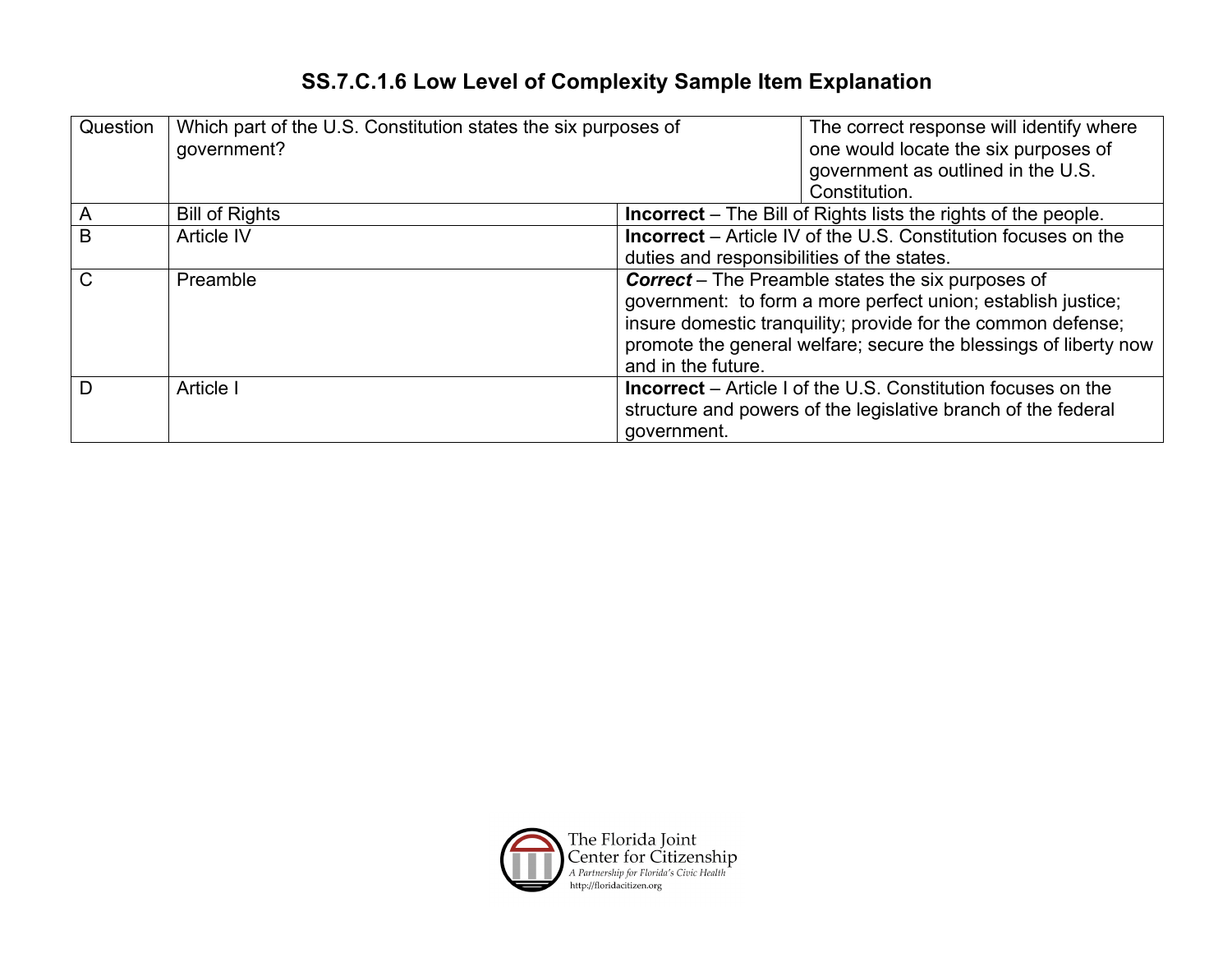# SS.7.C.1.6 Low Level of Complexity Sample Item Explanation

| Question | Which part of the U.S. Constitution states the six purposes of government? | The correct response will identify where one would locate the six purposes of government as outlined in the U.S. Constitution. |
|---|---|---|
| A | Bill of Rights | **Incorrect** – The Bill of Rights lists the rights of the people. |
| B | Article IV | **Incorrect** – Article IV of the U.S. Constitution focuses on the duties and responsibilities of the states. |
| C | Preamble | ***Correct*** – The Preamble states the six purposes of government: to form a more perfect union; establish justice; insure domestic tranquility; provide for the common defense; promote the general welfare; secure the blessings of liberty now and in the future. |
| D | Article I | **Incorrect** – Article I of the U.S. Constitution focuses on the structure and powers of the legislative branch of the federal government. |

The Florida Joint Center for Citizenship
*A Partnership for Florida's Civic Health*
http://floridacitizen.org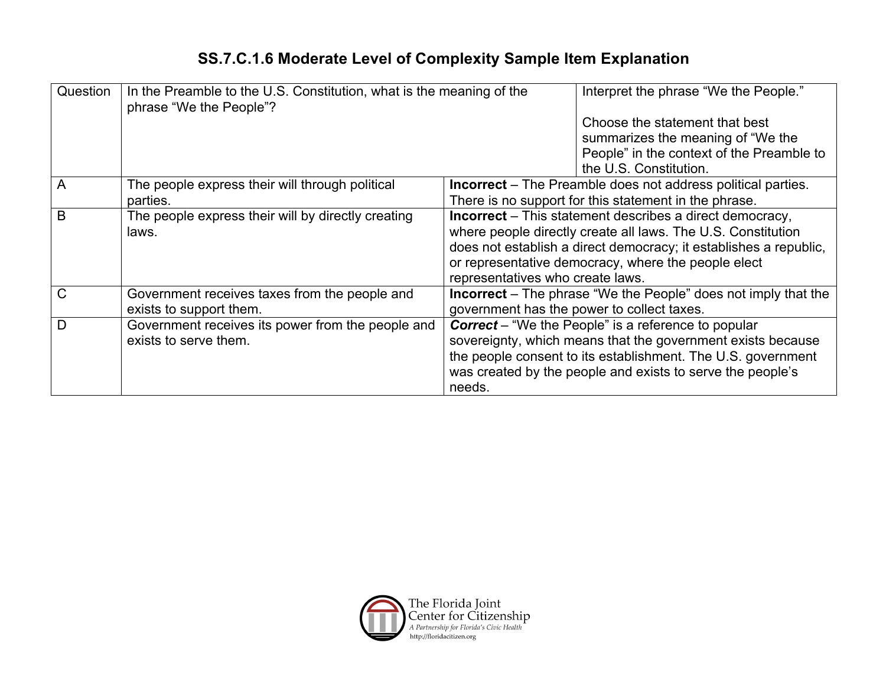# SS.7.C.1.6 Moderate Level of Complexity Sample Item Explanation

| Question | In the Preamble to the U.S. Constitution, what is the meaning of the phrase "We the People"? | Interpret the phrase "We the People."<br><br>Choose the statement that best summarizes the meaning of "We the People" in the context of the Preamble to the U.S. Constitution. |
|---|---|---|
| A | The people express their will through political parties. | **Incorrect** – The Preamble does not address political parties. There is no support for this statement in the phrase. |
| B | The people express their will by directly creating laws. | **Incorrect** – This statement describes a direct democracy, where people directly create all laws. The U.S. Constitution does not establish a direct democracy; it establishes a republic, or representative democracy, where the people elect representatives who create laws. |
| C | Government receives taxes from the people and exists to support them. | **Incorrect** – The phrase "We the People" does not imply that the government has the power to collect taxes. |
| D | Government receives its power from the people and exists to serve them. | ***Correct*** – "We the People" is a reference to popular sovereignty, which means that the government exists because the people consent to its establishment. The U.S. government was created by the people and exists to serve the people's needs. |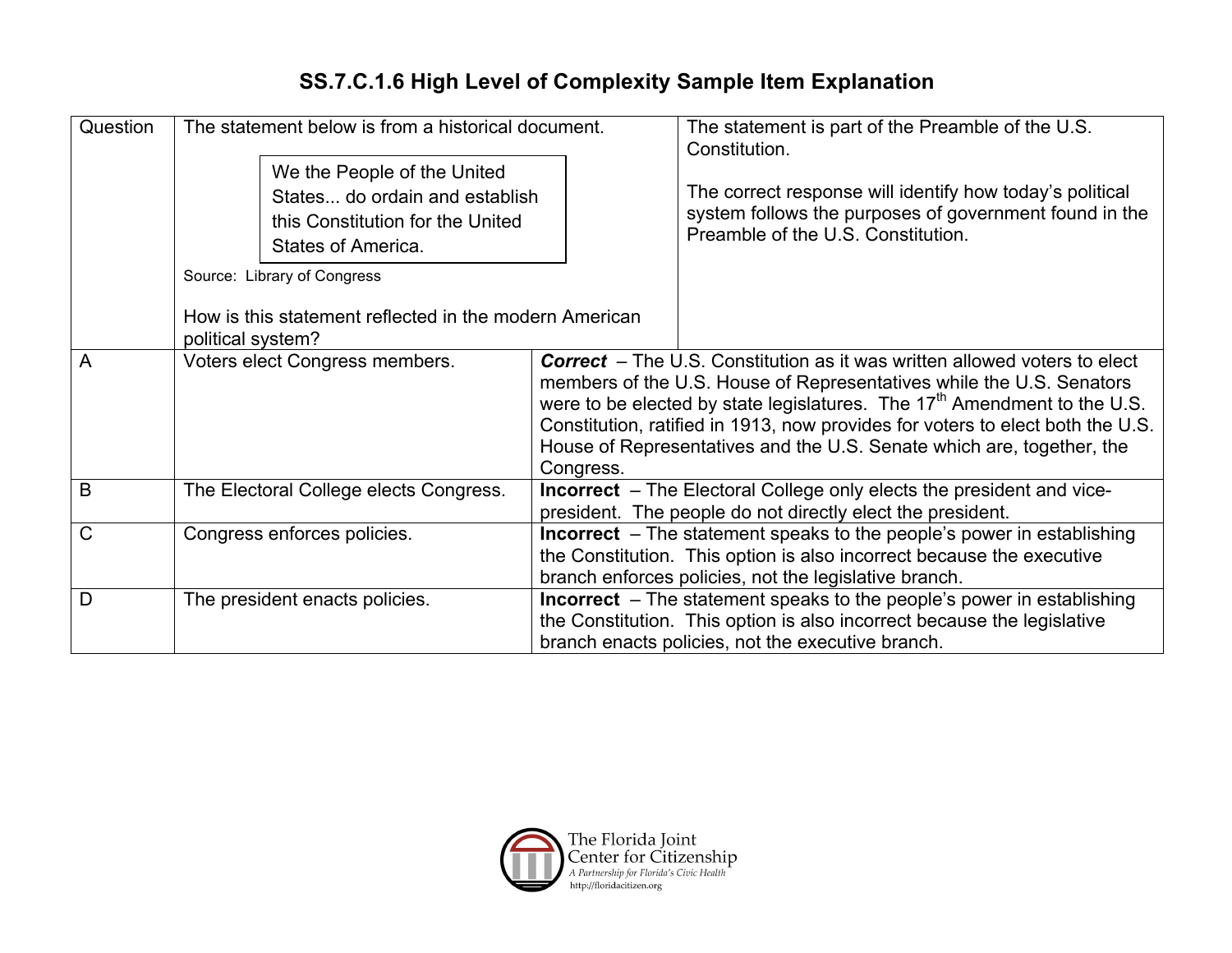# SS.7.C.1.6 High Level of Complexity Sample Item Explanation

| | | |
|---|---|---|
| Question | The statement below is from a historical document.<br><br>We the People of the United States... do ordain and establish this Constitution for the United States of America.<br><br>Source: Library of Congress<br><br>How is this statement reflected in the modern American political system? | The statement is part of the Preamble of the U.S. Constitution.<br><br>The correct response will identify how today's political system follows the purposes of government found in the Preamble of the U.S. Constitution. |
| A | Voters elect Congress members. | ***Correct*** – The U.S. Constitution as it was written allowed voters to elect members of the U.S. House of Representatives while the U.S. Senators were to be elected by state legislatures. The $17^{th}$ Amendment to the U.S. Constitution, ratified in 1913, now provides for voters to elect both the U.S. House of Representatives and the U.S. Senate which are, together, the Congress. |
| B | The Electoral College elects Congress. | **Incorrect** – The Electoral College only elects the president and vice-president. The people do not directly elect the president. |
| C | Congress enforces policies. | **Incorrect** – The statement speaks to the people's power in establishing the Constitution. This option is also incorrect because the executive branch enforces policies, not the legislative branch. |
| D | The president enacts policies. | **Incorrect** – The statement speaks to the people's power in establishing the Constitution. This option is also incorrect because the legislative branch enacts policies, not the executive branch. |

The Florida Joint Center for Citizenship
*A Partnership for Florida's Civic Health*
http://floridacitizen.org